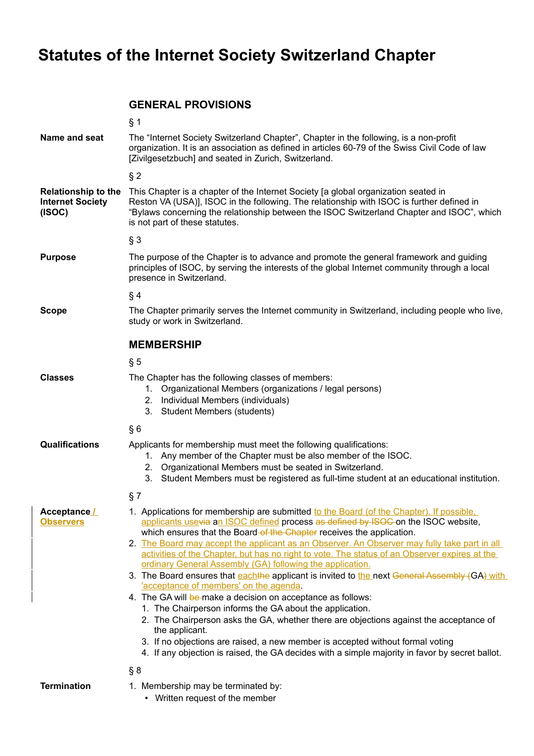# Statutes of the Internet Society Switzerland Chapter

## GENERAL PROVISIONS

§ 1

**Name and seat**

The "Internet Society Switzerland Chapter", Chapter in the following, is a non-profit organization. It is an association as defined in articles 60-79 of the Swiss Civil Code of law [Zivilgesetzbuch] and seated in Zurich, Switzerland.

§ 2

**Relationship to the Internet Society (ISOC)**

This Chapter is a chapter of the Internet Society [a global organization seated in Reston VA (USA)], ISOC in the following. The relationship with ISOC is further defined in "Bylaws concerning the relationship between the ISOC Switzerland Chapter and ISOC", which is not part of these statutes.

§ 3

**Purpose**

The purpose of the Chapter is to advance and promote the general framework and guiding principles of ISOC, by serving the interests of the global Internet community through a local presence in Switzerland.

§ 4

**Scope**

The Chapter primarily serves the Internet community in Switzerland, including people who live, study or work in Switzerland.

## MEMBERSHIP

§ 5

**Classes**

The Chapter has the following classes of members:

1. Organizational Members (organizations / legal persons)
2. Individual Members (individuals)
3. Student Members (students)

§ 6

**Qualifications**

Applicants for membership must meet the following qualifications:

1. Any member of the Chapter must be also member of the ISOC.
2. Organizational Members must be seated in Switzerland.
3. Student Members must be registered as full-time student at an educational institution.

§ 7

**Acceptance / Observers**

1. Applications for membership are submitted to the Board (of the Chapter). If possible, applicants use~~via~~ an ISOC defined process ~~as defined by ISOC~~ on the ISOC website, which ensures that the Board ~~of the Chapter~~ receives the application.
2. The Board may accept the applicant as an Observer. An Observer may fully take part in all activities of the Chapter, but has no right to vote. The status of an Observer expires at the ordinary General Assembly (GA) following the application.
3. The Board ensures that each~~the~~ applicant is invited to the next ~~General Assembly (~~GA~~)~~ with 'acceptance of members' on the agenda.
4. The GA will ~~be~~ make a decision on acceptance as follows:
   1. The Chairperson informs the GA about the application.
   2. The Chairperson asks the GA, whether there are objections against the acceptance of the applicant.
   3. If no objections are raised, a new member is accepted without formal voting
   4. If any objection is raised, the GA decides with a simple majority in favor by secret ballot.

§ 8

**Termination**

1. Membership may be terminated by:
   - Written request of the member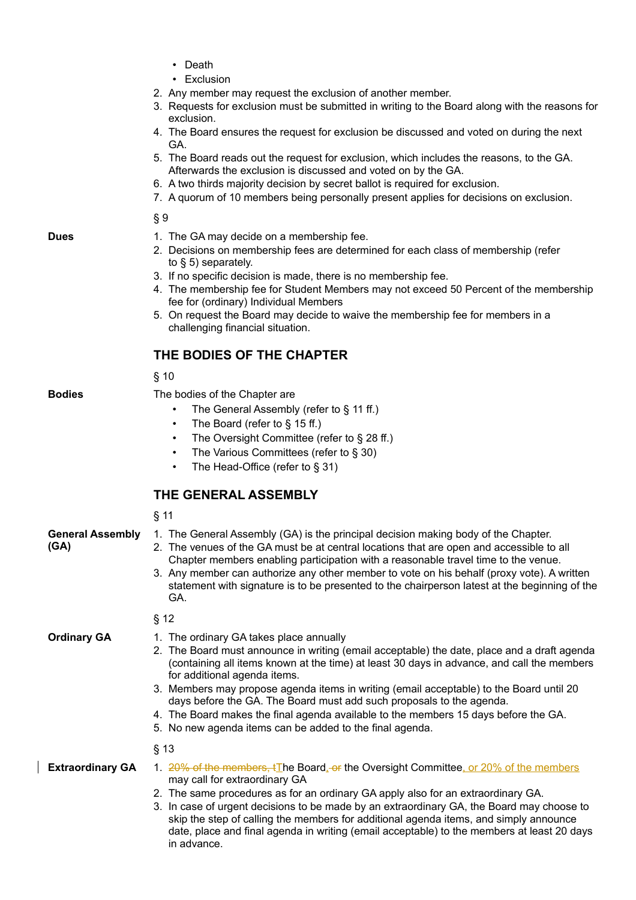- Death
- Exclusion

2. Any member may request the exclusion of another member.
3. Requests for exclusion must be submitted in writing to the Board along with the reasons for exclusion.
4. The Board ensures the request for exclusion be discussed and voted on during the next GA.
5. The Board reads out the request for exclusion, which includes the reasons, to the GA. Afterwards the exclusion is discussed and voted on by the GA.
6. A two thirds majority decision by secret ballot is required for exclusion.
7. A quorum of 10 members being personally present applies for decisions on exclusion.

§ 9

**Dues**

1. The GA may decide on a membership fee.
2. Decisions on membership fees are determined for each class of membership (refer to § 5) separately.
3. If no specific decision is made, there is no membership fee.
4. The membership fee for Student Members may not exceed 50 Percent of the membership fee for (ordinary) Individual Members
5. On request the Board may decide to waive the membership fee for members in a challenging financial situation.

## THE BODIES OF THE CHAPTER

§ 10

**Bodies**

The bodies of the Chapter are

- The General Assembly (refer to § 11 ff.)
- The Board (refer to § 15 ff.)
- The Oversight Committee (refer to § 28 ff.)
- The Various Committees (refer to § 30)
- The Head-Office (refer to § 31)

## THE GENERAL ASSEMBLY

§ 11

**General Assembly (GA)**

1. The General Assembly (GA) is the principal decision making body of the Chapter.
2. The venues of the GA must be at central locations that are open and accessible to all Chapter members enabling participation with a reasonable travel time to the venue.
3. Any member can authorize any other member to vote on his behalf (proxy vote). A written statement with signature is to be presented to the chairperson latest at the beginning of the GA.

§ 12

**Ordinary GA**

1. The ordinary GA takes place annually
2. The Board must announce in writing (email acceptable) the date, place and a draft agenda (containing all items known at the time) at least 30 days in advance, and call the members for additional agenda items.
3. Members may propose agenda items in writing (email acceptable) to the Board until 20 days before the GA. The Board must add such proposals to the agenda.
4. The Board makes the final agenda available to the members 15 days before the GA.
5. No new agenda items can be added to the final agenda.

§ 13

**Extraordinary GA**

1. ~~20% of the members, t~~The Board,~~ or~~ the Oversight Committee, or 20% of the members may call for extraordinary GA
2. The same procedures as for an ordinary GA apply also for an extraordinary GA.
3. In case of urgent decisions to be made by an extraordinary GA, the Board may choose to skip the step of calling the members for additional agenda items, and simply announce date, place and final agenda in writing (email acceptable) to the members at least 20 days in advance.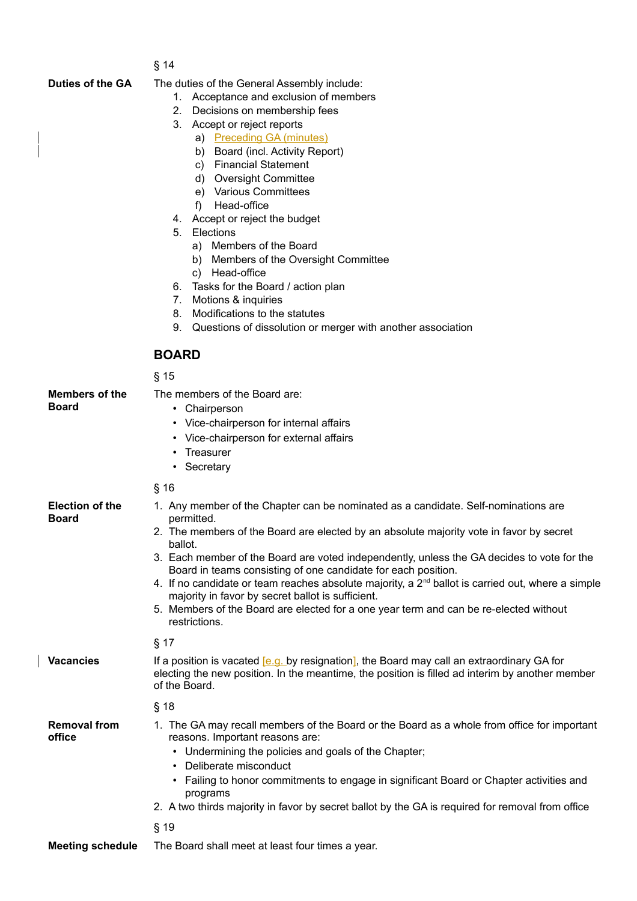§ 14

**Duties of the GA**

The duties of the General Assembly include:

1. Acceptance and exclusion of members
2. Decisions on membership fees
3. Accept or reject reports
   a) Preceding GA (minutes)
   b) Board (incl. Activity Report)
   c) Financial Statement
   d) Oversight Committee
   e) Various Committees
   f) Head-office
4. Accept or reject the budget
5. Elections
   a) Members of the Board
   b) Members of the Oversight Committee
   c) Head-office
6. Tasks for the Board / action plan
7. Motions & inquiries
8. Modifications to the statutes
9. Questions of dissolution or merger with another association

## BOARD

§ 15

**Members of the Board**

The members of the Board are:

- Chairperson
- Vice-chairperson for internal affairs
- Vice-chairperson for external affairs
- Treasurer
- Secretary

§ 16

**Election of the Board**

1. Any member of the Chapter can be nominated as a candidate. Self-nominations are permitted.
2. The members of the Board are elected by an absolute majority vote in favor by secret ballot.
3. Each member of the Board are voted independently, unless the GA decides to vote for the Board in teams consisting of one candidate for each position.
4. If no candidate or team reaches absolute majority, a 2nd ballot is carried out, where a simple majority in favor by secret ballot is sufficient.
5. Members of the Board are elected for a one year term and can be re-elected without restrictions.

§ 17

**Vacancies**

If a position is vacated [e.g. by resignation], the Board may call an extraordinary GA for electing the new position. In the meantime, the position is filled ad interim by another member of the Board.

§ 18

**Removal from office**

1. The GA may recall members of the Board or the Board as a whole from office for important reasons. Important reasons are:
   - Undermining the policies and goals of the Chapter;
   - Deliberate misconduct
   - Failing to honor commitments to engage in significant Board or Chapter activities and programs
2. A two thirds majority in favor by secret ballot by the GA is required for removal from office

§ 19

**Meeting schedule**

The Board shall meet at least four times a year.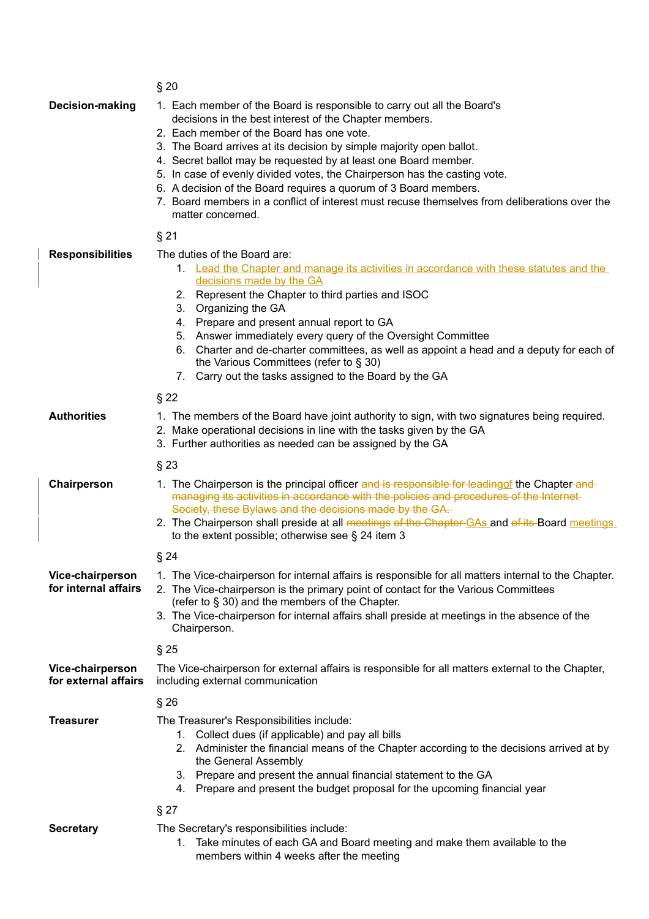§ 20

**Decision-making**

1. Each member of the Board is responsible to carry out all the Board's decisions in the best interest of the Chapter members.
2. Each member of the Board has one vote.
3. The Board arrives at its decision by simple majority open ballot.
4. Secret ballot may be requested by at least one Board member.
5. In case of evenly divided votes, the Chairperson has the casting vote.
6. A decision of the Board requires a quorum of 3 Board members.
7. Board members in a conflict of interest must recuse themselves from deliberations over the matter concerned.

§ 21

**Responsibilities**

The duties of the Board are:

1. Lead the Chapter and manage its activities in accordance with these statutes and the decisions made by the GA
2. Represent the Chapter to third parties and ISOC
3. Organizing the GA
4. Prepare and present annual report to GA
5. Answer immediately every query of the Oversight Committee
6. Charter and de-charter committees, as well as appoint a head and a deputy for each of the Various Committees (refer to § 30)
7. Carry out the tasks assigned to the Board by the GA

§ 22

**Authorities**

1. The members of the Board have joint authority to sign, with two signatures being required.
2. Make operational decisions in line with the tasks given by the GA
3. Further authorities as needed can be assigned by the GA

§ 23

**Chairperson**

1. The Chairperson is the principal officer ~~and is responsible for leading~~of the Chapter ~~and managing its activities in accordance with the policies and procedures of the Internet Society, these Bylaws and the decisions made by the GA.~~
2. The Chairperson shall preside at all ~~meetings of the Chapter~~ GAs and ~~of its~~ Board meetings to the extent possible; otherwise see § 24 item 3

§ 24

**Vice-chairperson for internal affairs**

1. The Vice-chairperson for internal affairs is responsible for all matters internal to the Chapter.
2. The Vice-chairperson is the primary point of contact for the Various Committees (refer to § 30) and the members of the Chapter.
3. The Vice-chairperson for internal affairs shall preside at meetings in the absence of the Chairperson.

§ 25

**Vice-chairperson for external affairs**

The Vice-chairperson for external affairs is responsible for all matters external to the Chapter, including external communication

§ 26

**Treasurer**

The Treasurer's Responsibilities include:

1. Collect dues (if applicable) and pay all bills
2. Administer the financial means of the Chapter according to the decisions arrived at by the General Assembly
3. Prepare and present the annual financial statement to the GA
4. Prepare and present the budget proposal for the upcoming financial year

§ 27

**Secretary**

The Secretary's responsibilities include:

1. Take minutes of each GA and Board meeting and make them available to the members within 4 weeks after the meeting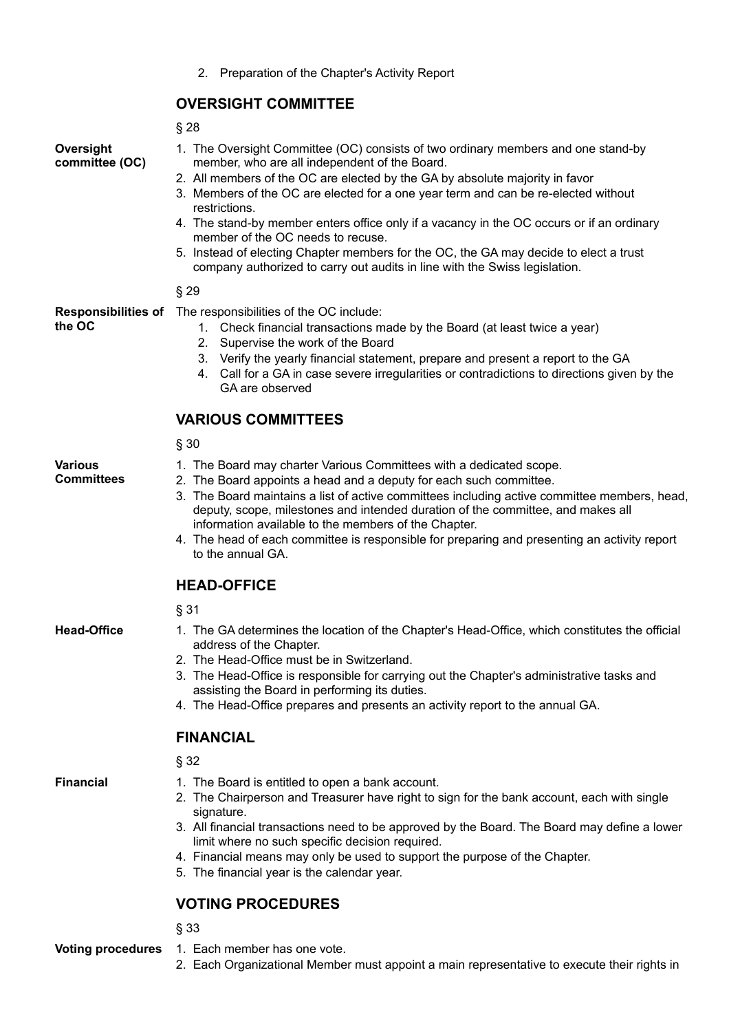2. Preparation of the Chapter's Activity Report

## OVERSIGHT COMMITTEE

§ 28

**Oversight committee (OC)**

1. The Oversight Committee (OC) consists of two ordinary members and one stand-by member, who are all independent of the Board.
2. All members of the OC are elected by the GA by absolute majority in favor
3. Members of the OC are elected for a one year term and can be re-elected without restrictions.
4. The stand-by member enters office only if a vacancy in the OC occurs or if an ordinary member of the OC needs to recuse.
5. Instead of electing Chapter members for the OC, the GA may decide to elect a trust company authorized to carry out audits in line with the Swiss legislation.

§ 29

**Responsibilities of the OC**

The responsibilities of the OC include:

1. Check financial transactions made by the Board (at least twice a year)
2. Supervise the work of the Board
3. Verify the yearly financial statement, prepare and present a report to the GA
4. Call for a GA in case severe irregularities or contradictions to directions given by the GA are observed

## VARIOUS COMMITTEES

§ 30

**Various Committees**

1. The Board may charter Various Committees with a dedicated scope.
2. The Board appoints a head and a deputy for each such committee.
3. The Board maintains a list of active committees including active committee members, head, deputy, scope, milestones and intended duration of the committee, and makes all information available to the members of the Chapter.
4. The head of each committee is responsible for preparing and presenting an activity report to the annual GA.

## HEAD-OFFICE

§ 31

**Head-Office**

1. The GA determines the location of the Chapter's Head-Office, which constitutes the official address of the Chapter.
2. The Head-Office must be in Switzerland.
3. The Head-Office is responsible for carrying out the Chapter's administrative tasks and assisting the Board in performing its duties.
4. The Head-Office prepares and presents an activity report to the annual GA.

## FINANCIAL

§ 32

**Financial**

1. The Board is entitled to open a bank account.
2. The Chairperson and Treasurer have right to sign for the bank account, each with single signature.
3. All financial transactions need to be approved by the Board. The Board may define a lower limit where no such specific decision required.
4. Financial means may only be used to support the purpose of the Chapter.
5. The financial year is the calendar year.

## VOTING PROCEDURES

§ 33

**Voting procedures**

1. Each member has one vote.
2. Each Organizational Member must appoint a main representative to execute their rights in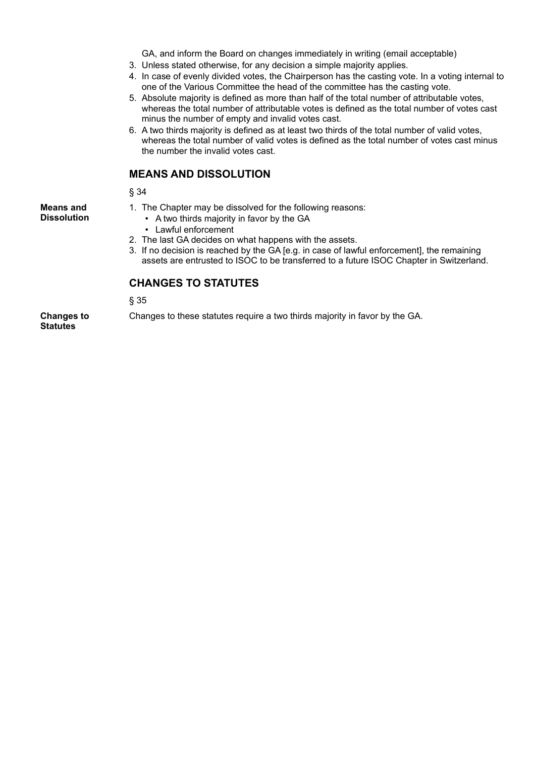GA, and inform the Board on changes immediately in writing (email acceptable)

3. Unless stated otherwise, for any decision a simple majority applies.
4. In case of evenly divided votes, the Chairperson has the casting vote. In a voting internal to one of the Various Committee the head of the committee has the casting vote.
5. Absolute majority is defined as more than half of the total number of attributable votes, whereas the total number of attributable votes is defined as the total number of votes cast minus the number of empty and invalid votes cast.
6. A two thirds majority is defined as at least two thirds of the total number of valid votes, whereas the total number of valid votes is defined as the total number of votes cast minus the number the invalid votes cast.

## MEANS AND DISSOLUTION

§ 34

**Means and Dissolution**

1. The Chapter may be dissolved for the following reasons:
   - A two thirds majority in favor by the GA
   - Lawful enforcement
2. The last GA decides on what happens with the assets.
3. If no decision is reached by the GA [e.g. in case of lawful enforcement], the remaining assets are entrusted to ISOC to be transferred to a future ISOC Chapter in Switzerland.

## CHANGES TO STATUTES

§ 35

**Changes to Statutes**

Changes to these statutes require a two thirds majority in favor by the GA.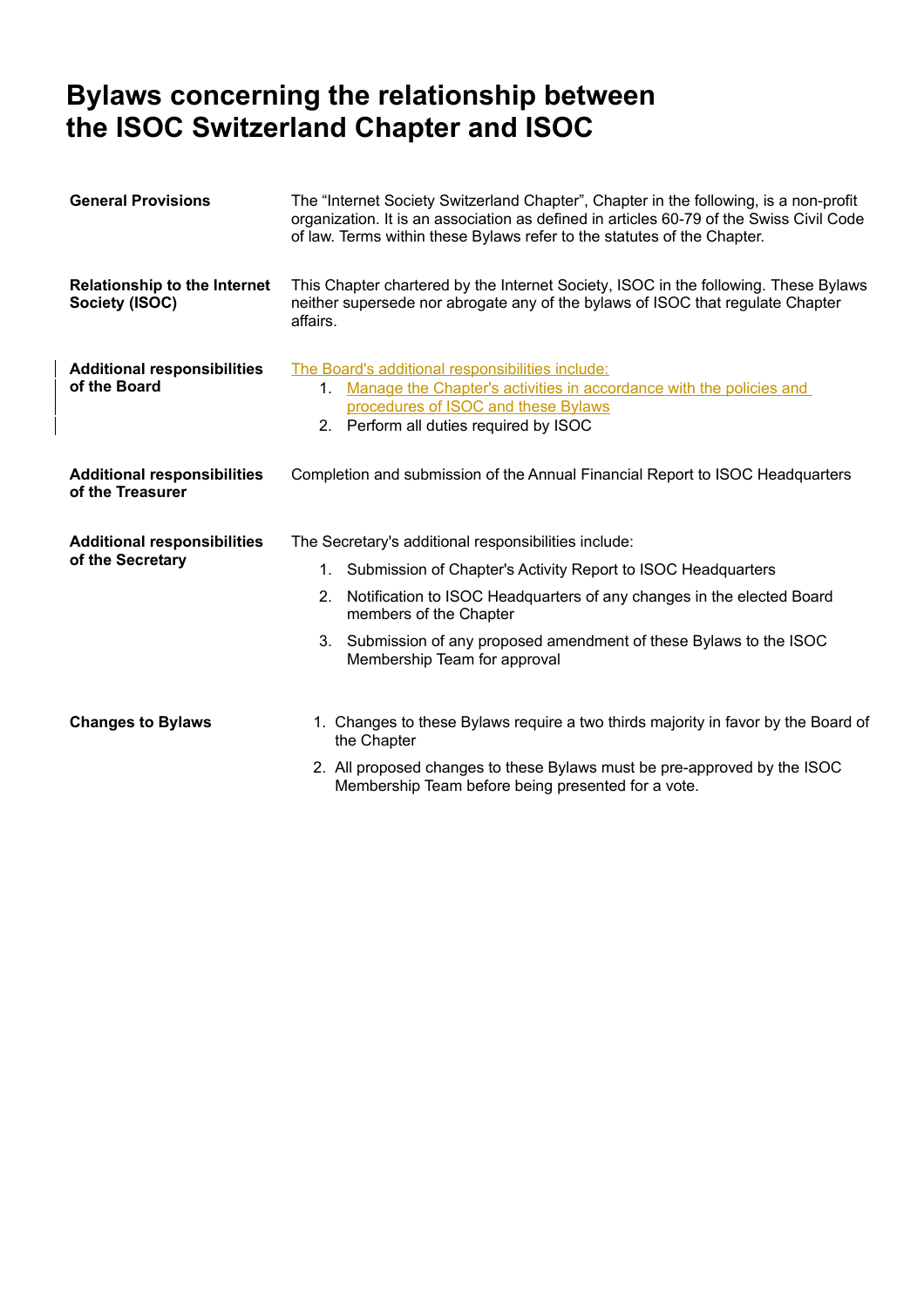# Bylaws concerning the relationship between the ISOC Switzerland Chapter and ISOC

| | |
|---|---|
| **General Provisions** | The "Internet Society Switzerland Chapter", Chapter in the following, is a non-profit organization. It is an association as defined in articles 60-79 of the Swiss Civil Code of law. Terms within these Bylaws refer to the statutes of the Chapter. |
| **Relationship to the Internet Society (ISOC)** | This Chapter chartered by the Internet Society, ISOC in the following. These Bylaws neither supersede nor abrogate any of the bylaws of ISOC that regulate Chapter affairs. |
| **Additional responsibilities of the Board** | The Board's additional responsibilities include:<br>1. Manage the Chapter's activities in accordance with the policies and procedures of ISOC and these Bylaws<br>2. Perform all duties required by ISOC |
| **Additional responsibilities of the Treasurer** | Completion and submission of the Annual Financial Report to ISOC Headquarters |
| **Additional responsibilities of the Secretary** | The Secretary's additional responsibilities include:<br>1. Submission of Chapter's Activity Report to ISOC Headquarters<br>2. Notification to ISOC Headquarters of any changes in the elected Board members of the Chapter<br>3. Submission of any proposed amendment of these Bylaws to the ISOC Membership Team for approval |
| **Changes to Bylaws** | 1. Changes to these Bylaws require a two thirds majority in favor by the Board of the Chapter<br>2. All proposed changes to these Bylaws must be pre-approved by the ISOC Membership Team before being presented for a vote. |